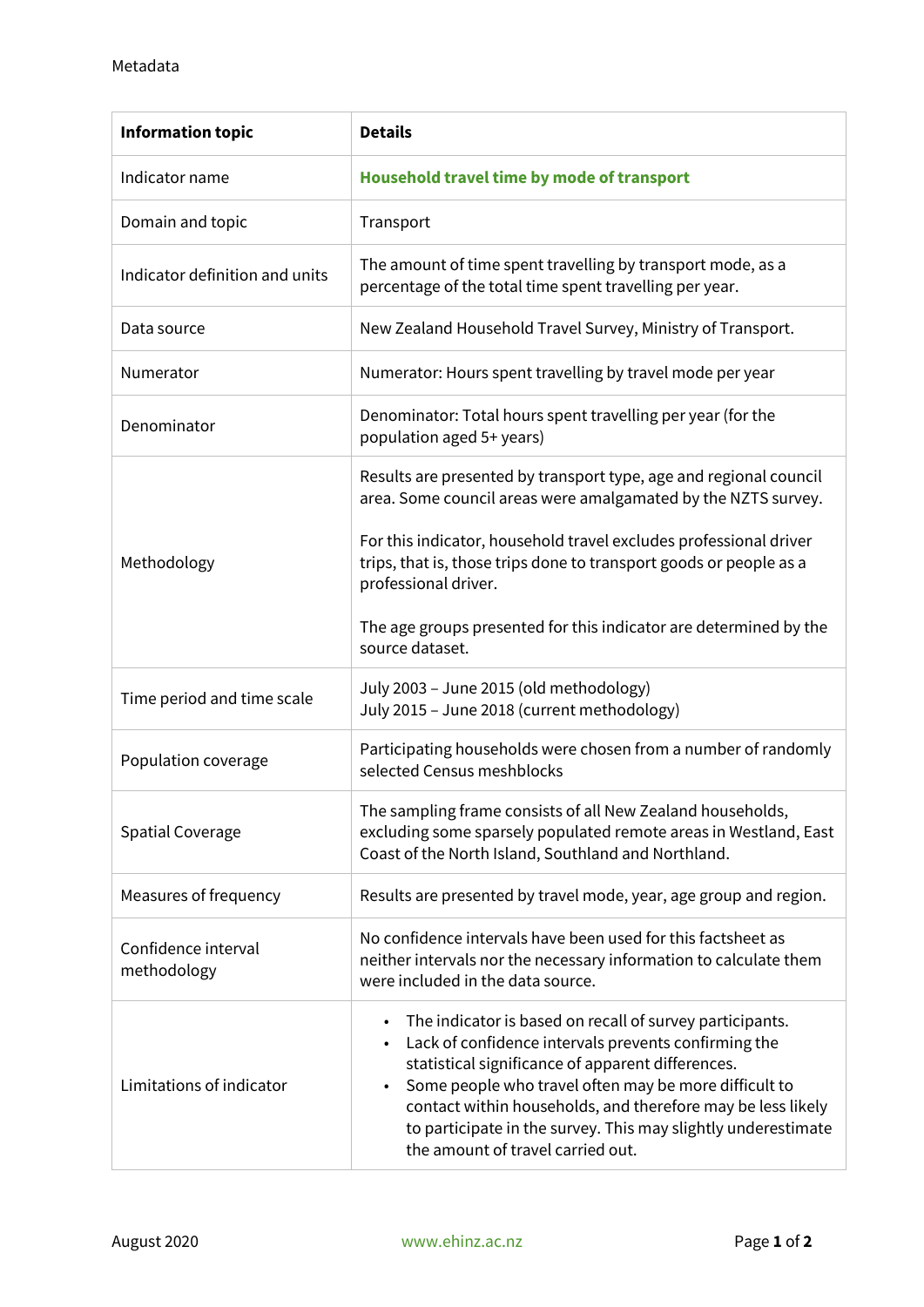Metadata

| Information topic | Details |
| --- | --- |
| Indicator name | **Household travel time by mode of transport** |
| Domain and topic | Transport |
| Indicator definition and units | The amount of time spent travelling by transport mode, as a percentage of the total time spent travelling per year. |
| Data source | New Zealand Household Travel Survey, Ministry of Transport. |
| Numerator | Numerator: Hours spent travelling by travel mode per year |
| Denominator | Denominator: Total hours spent travelling per year (for the population aged 5+ years) |
| Methodology | Results are presented by transport type, age and regional council area. Some council areas were amalgamated by the NZTS survey.<br><br>For this indicator, household travel excludes professional driver trips, that is, those trips done to transport goods or people as a professional driver.<br><br>The age groups presented for this indicator are determined by the source dataset. |
| Time period and time scale | July 2003 – June 2015 (old methodology)<br>July 2015 – June 2018 (current methodology) |
| Population coverage | Participating households were chosen from a number of randomly selected Census meshblocks |
| Spatial Coverage | The sampling frame consists of all New Zealand households, excluding some sparsely populated remote areas in Westland, East Coast of the North Island, Southland and Northland. |
| Measures of frequency | Results are presented by travel mode, year, age group and region. |
| Confidence interval methodology | No confidence intervals have been used for this factsheet as neither intervals nor the necessary information to calculate them were included in the data source. |
| Limitations of indicator | • The indicator is based on recall of survey participants.<br>• Lack of confidence intervals prevents confirming the statistical significance of apparent differences.<br>• Some people who travel often may be more difficult to contact within households, and therefore may be less likely to participate in the survey. This may slightly underestimate the amount of travel carried out. |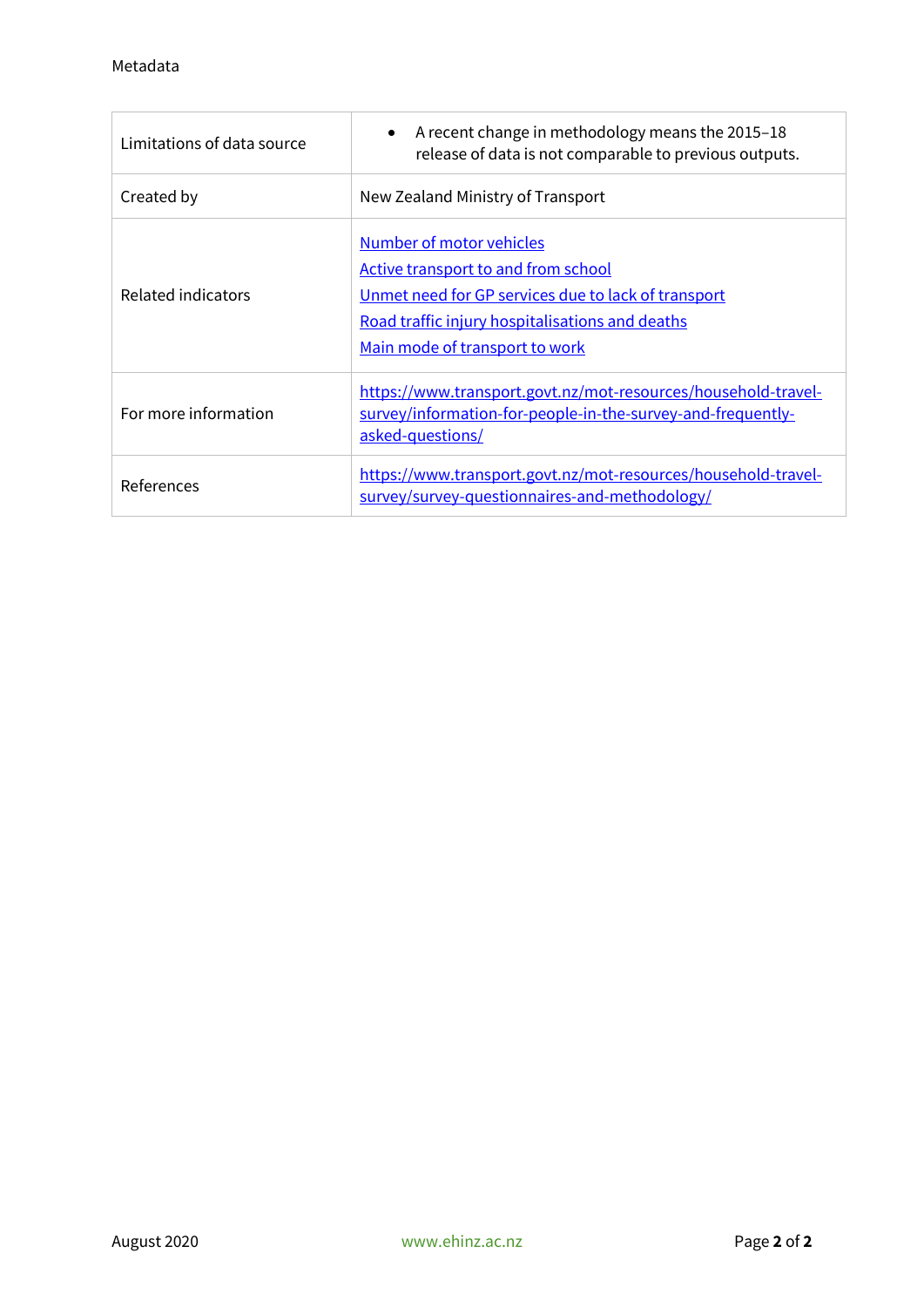Metadata

| | |
|---|---|
| Limitations of data source | • A recent change in methodology means the 2015–18 release of data is not comparable to previous outputs. |
| Created by | New Zealand Ministry of Transport |
| Related indicators | Number of motor vehicles<br>Active transport to and from school<br>Unmet need for GP services due to lack of transport<br>Road traffic injury hospitalisations and deaths<br>Main mode of transport to work |
| For more information | https://www.transport.govt.nz/mot-resources/household-travel-survey/information-for-people-in-the-survey-and-frequently-asked-questions/ |
| References | https://www.transport.govt.nz/mot-resources/household-travel-survey/survey-questionnaires-and-methodology/ |